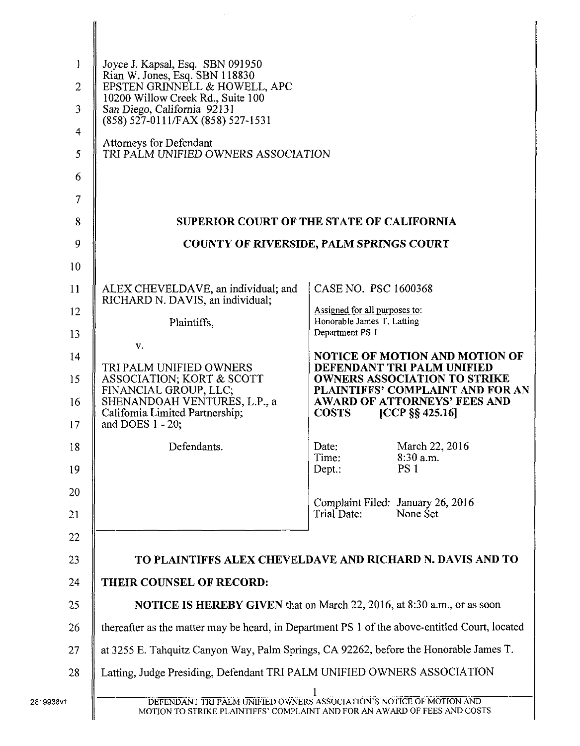Joyce J. Kapsal, Esq. SBN 091950
Rian W. Jones, Esq. SBN 118830
EPSTEN GRINNELL & HOWELL, APC
10200 Willow Creek Rd., Suite 100
San Diego, California 92131
(858) 527-0111/FAX (858) 527-1531

Attorneys for Defendant
TRI PALM UNIFIED OWNERS ASSOCIATION

**SUPERIOR COURT OF THE STATE OF CALIFORNIA**

**COUNTY OF RIVERSIDE, PALM SPRINGS COURT**

| | |
|---|---|
| ALEX CHEVELDAVE, an individual; and RICHARD N. DAVIS, an individual;<br><br>Plaintiffs,<br><br>v.<br><br>TRI PALM UNIFIED OWNERS ASSOCIATION; KORT & SCOTT FINANCIAL GROUP, LLC; SHENANDOAH VENTURES, L.P., a California Limited Partnership; and DOES 1 - 20;<br><br>Defendants. | CASE NO. PSC 1600368<br><br>Assigned for all purposes to:<br>Honorable James T. Latting<br>Department PS 1<br><br>**NOTICE OF MOTION AND MOTION OF DEFENDANT TRI PALM UNIFIED OWNERS ASSOCIATION TO STRIKE PLAINTIFFS' COMPLAINT AND FOR AN AWARD OF ATTORNEYS' FEES AND COSTS [CCP §§ 425.16]**<br><br>Date: March 22, 2016<br>Time: 8:30 a.m.<br>Dept.: PS 1<br><br>Complaint Filed: January 26, 2016<br>Trial Date: None Set |

**TO PLAINTIFFS ALEX CHEVELDAVE AND RICHARD N. DAVIS AND TO THEIR COUNSEL OF RECORD:**

**NOTICE IS HEREBY GIVEN** that on March 22, 2016, at 8:30 a.m., or as soon thereafter as the matter may be heard, in Department PS 1 of the above-entitled Court, located at 3255 E. Tahquitz Canyon Way, Palm Springs, CA 92262, before the Honorable James T. Latting, Judge Presiding, Defendant TRI PALM UNIFIED OWNERS ASSOCIATION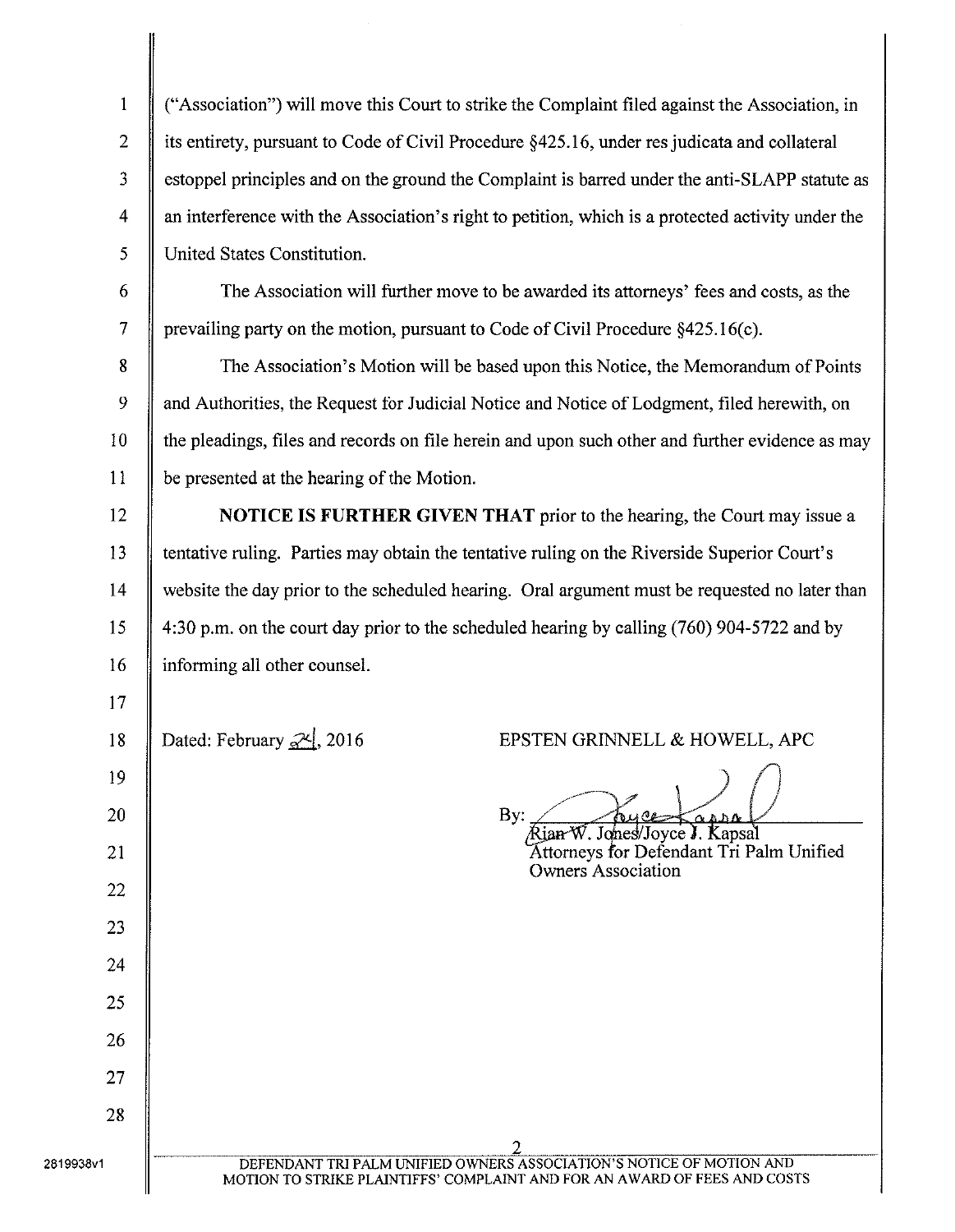("Association") will move this Court to strike the Complaint filed against the Association, in its entirety, pursuant to Code of Civil Procedure §425.16, under res judicata and collateral estoppel principles and on the ground the Complaint is barred under the anti-SLAPP statute as an interference with the Association's right to petition, which is a protected activity under the United States Constitution.

The Association will further move to be awarded its attorneys' fees and costs, as the prevailing party on the motion, pursuant to Code of Civil Procedure §425.16(c).

The Association's Motion will be based upon this Notice, the Memorandum of Points and Authorities, the Request for Judicial Notice and Notice of Lodgment, filed herewith, on the pleadings, files and records on file herein and upon such other and further evidence as may be presented at the hearing of the Motion.

**NOTICE IS FURTHER GIVEN THAT** prior to the hearing, the Court may issue a tentative ruling. Parties may obtain the tentative ruling on the Riverside Superior Court's website the day prior to the scheduled hearing. Oral argument must be requested no later than 4:30 p.m. on the court day prior to the scheduled hearing by calling (760) 904-5722 and by informing all other counsel.

Dated: February 24, 2016

EPSTEN GRINNELL & HOWELL, APC

By: Joyce Kapsal
Rian W. Jones/Joyce J. Kapsal
Attorneys for Defendant Tri Palm Unified Owners Association

DEFENDANT TRI PALM UNIFIED OWNERS ASSOCIATION'S NOTICE OF MOTION AND MOTION TO STRIKE PLAINTIFFS' COMPLAINT AND FOR AN AWARD OF FEES AND COSTS